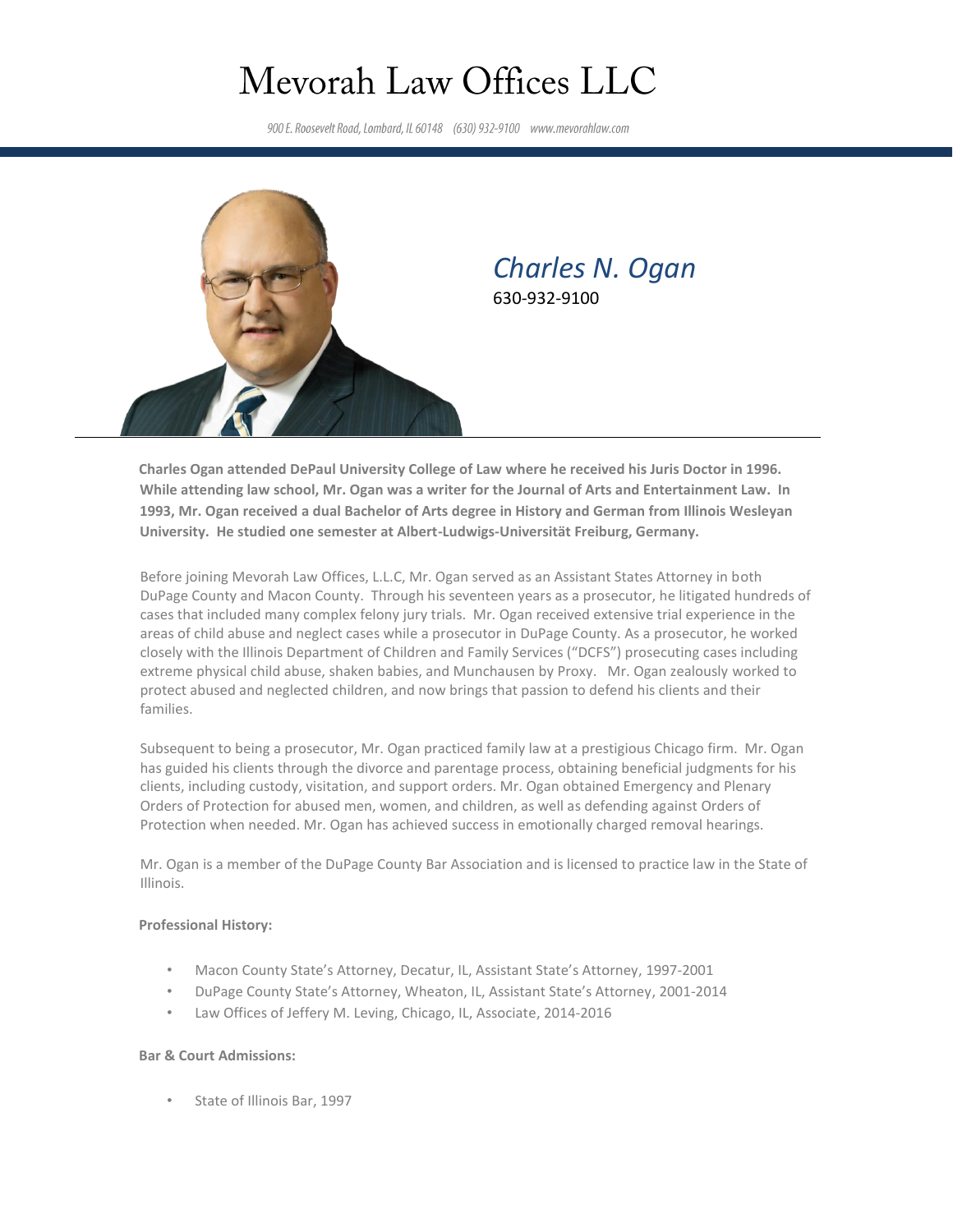# Mevorah Law Offices LLC

900 E. Roosevelt Road, Lombard, IL 60148   (630) 932-9100   www.mevorahlaw.com

## *Charles N. Ogan*

630-932-9100

**Charles Ogan attended DePaul University College of Law where he received his Juris Doctor in 1996. While attending law school, Mr. Ogan was a writer for the Journal of Arts and Entertainment Law. In 1993, Mr. Ogan received a dual Bachelor of Arts degree in History and German from Illinois Wesleyan University. He studied one semester at Albert-Ludwigs-Universität Freiburg, Germany.**

Before joining Mevorah Law Offices, L.L.C, Mr. Ogan served as an Assistant States Attorney in both DuPage County and Macon County. Through his seventeen years as a prosecutor, he litigated hundreds of cases that included many complex felony jury trials. Mr. Ogan received extensive trial experience in the areas of child abuse and neglect cases while a prosecutor in DuPage County. As a prosecutor, he worked closely with the Illinois Department of Children and Family Services ("DCFS") prosecuting cases including extreme physical child abuse, shaken babies, and Munchausen by Proxy. Mr. Ogan zealously worked to protect abused and neglected children, and now brings that passion to defend his clients and their families.

Subsequent to being a prosecutor, Mr. Ogan practiced family law at a prestigious Chicago firm. Mr. Ogan has guided his clients through the divorce and parentage process, obtaining beneficial judgments for his clients, including custody, visitation, and support orders. Mr. Ogan obtained Emergency and Plenary Orders of Protection for abused men, women, and children, as well as defending against Orders of Protection when needed. Mr. Ogan has achieved success in emotionally charged removal hearings.

Mr. Ogan is a member of the DuPage County Bar Association and is licensed to practice law in the State of Illinois.

**Professional History:**

- Macon County State's Attorney, Decatur, IL, Assistant State's Attorney, 1997-2001
- DuPage County State's Attorney, Wheaton, IL, Assistant State's Attorney, 2001-2014
- Law Offices of Jeffery M. Leving, Chicago, IL, Associate, 2014-2016

**Bar & Court Admissions:**

- State of Illinois Bar, 1997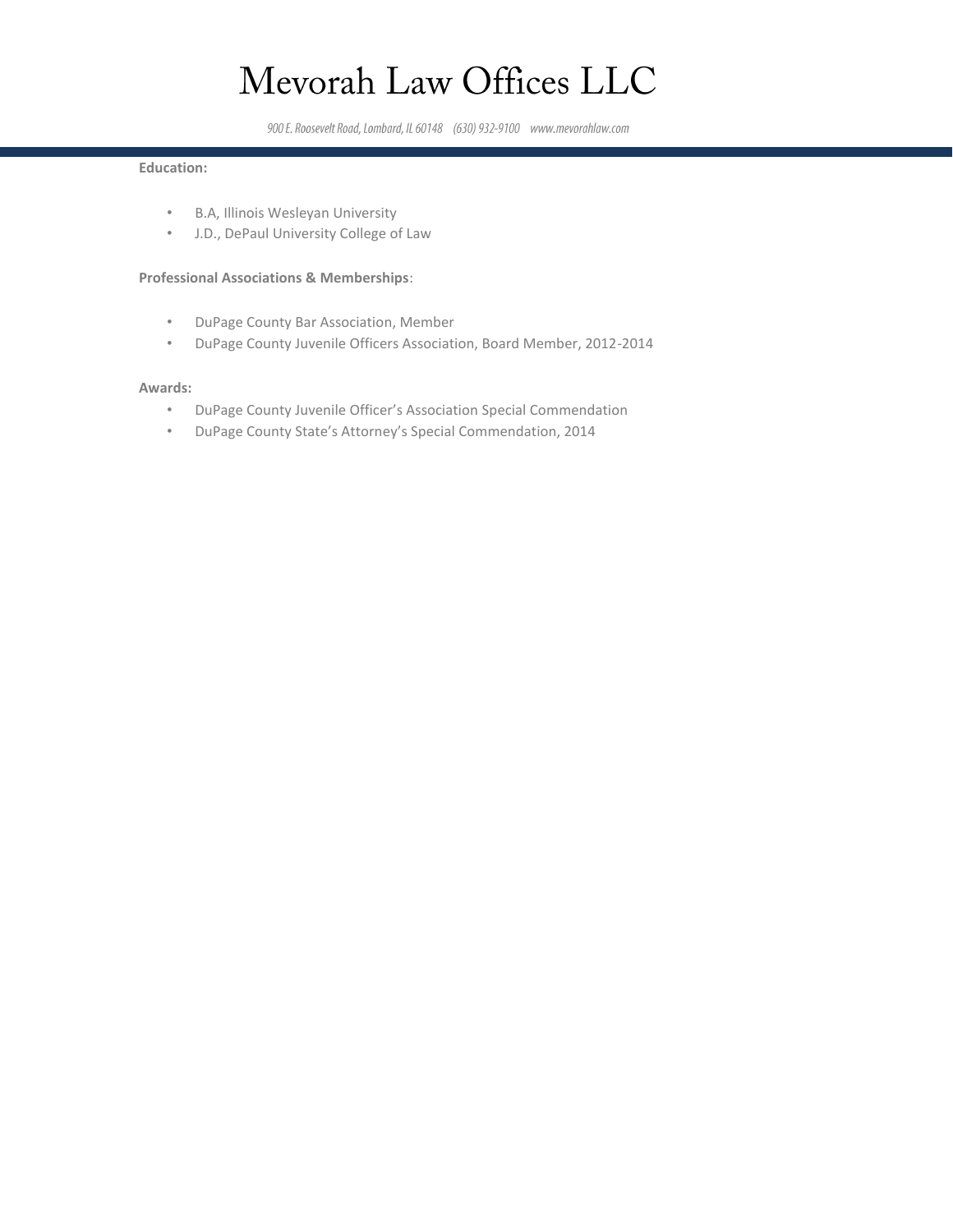**Education:**

- B.A, Illinois Wesleyan University
- J.D., DePaul University College of Law

**Professional Associations & Memberships**:

- DuPage County Bar Association, Member
- DuPage County Juvenile Officers Association, Board Member, 2012-2014

**Awards:**

- DuPage County Juvenile Officer's Association Special Commendation
- DuPage County State's Attorney's Special Commendation, 2014